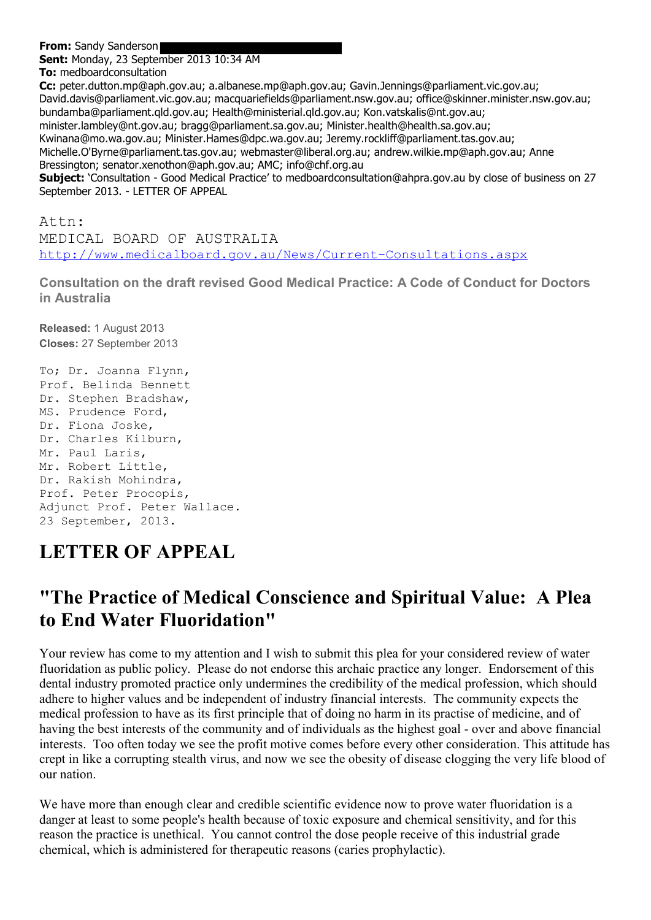**From:** Sandy Sanderson
**Sent:** Monday, 23 September 2013 10:34 AM
**To:** medboardconsultation
**Cc:** peter.dutton.mp@aph.gov.au; a.albanese.mp@aph.gov.au; Gavin.Jennings@parliament.vic.gov.au; David.davis@parliament.vic.gov.au; macquariefields@parliament.nsw.gov.au; office@skinner.minister.nsw.gov.au; bundamba@parliament.qld.gov.au; Health@ministerial.qld.gov.au; Kon.vatskalis@nt.gov.au; minister.lambley@nt.gov.au; bragg@parliament.sa.gov.au; Minister.health@health.sa.gov.au; Kwinana@mo.wa.gov.au; Minister.Hames@dpc.wa.gov.au; Jeremy.rockliff@parliament.tas.gov.au; Michelle.O'Byrne@parliament.tas.gov.au; webmaster@liberal.org.au; andrew.wilkie.mp@aph.gov.au; Anne Bressington; senator.xenothon@aph.gov.au; AMC; info@chf.org.au
**Subject:** 'Consultation - Good Medical Practice' to medboardconsultation@ahpra.gov.au by close of business on 27 September 2013. - LETTER OF APPEAL

Attn:
MEDICAL BOARD OF AUSTRALIA
http://www.medicalboard.gov.au/News/Current-Consultations.aspx

**Consultation on the draft revised Good Medical Practice: A Code of Conduct for Doctors in Australia**

**Released:** 1 August 2013
**Closes:** 27 September 2013

To; Dr. Joanna Flynn,
Prof. Belinda Bennett
Dr. Stephen Bradshaw,
MS. Prudence Ford,
Dr. Fiona Joske,
Dr. Charles Kilburn,
Mr. Paul Laris,
Mr. Robert Little,
Dr. Rakish Mohindra,
Prof. Peter Procopis,
Adjunct Prof. Peter Wallace.
23 September, 2013.

## LETTER OF APPEAL

## "The Practice of Medical Conscience and Spiritual Value: A Plea to End Water Fluoridation"

Your review has come to my attention and I wish to submit this plea for your considered review of water fluoridation as public policy. Please do not endorse this archaic practice any longer. Endorsement of this dental industry promoted practice only undermines the credibility of the medical profession, which should adhere to higher values and be independent of industry financial interests. The community expects the medical profession to have as its first principle that of doing no harm in its practise of medicine, and of having the best interests of the community and of individuals as the highest goal - over and above financial interests. Too often today we see the profit motive comes before every other consideration. This attitude has crept in like a corrupting stealth virus, and now we see the obesity of disease clogging the very life blood of our nation.

We have more than enough clear and credible scientific evidence now to prove water fluoridation is a danger at least to some people's health because of toxic exposure and chemical sensitivity, and for this reason the practice is unethical. You cannot control the dose people receive of this industrial grade chemical, which is administered for therapeutic reasons (caries prophylactic).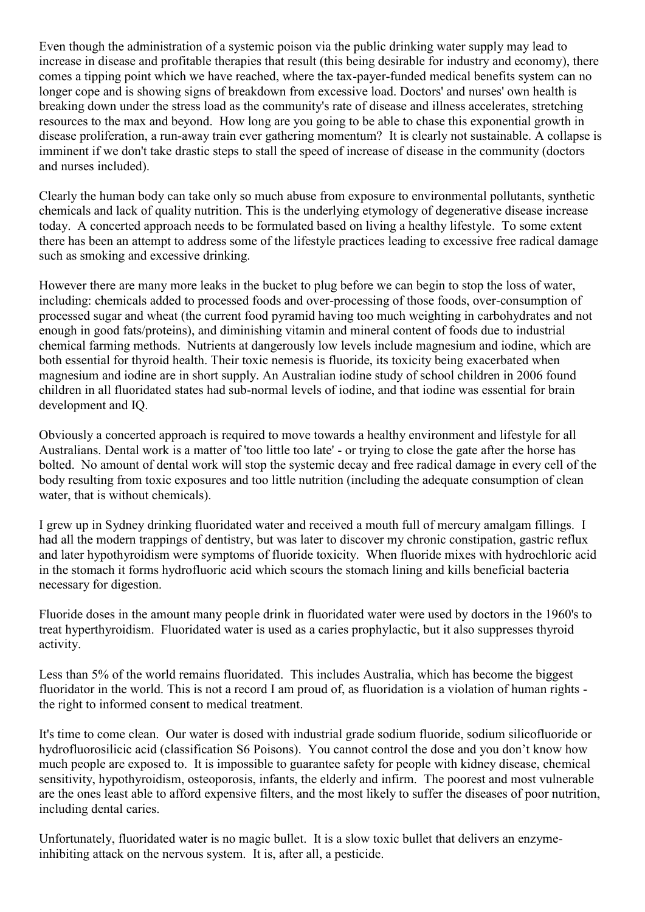Even though the administration of a systemic poison via the public drinking water supply may lead to increase in disease and profitable therapies that result (this being desirable for industry and economy), there comes a tipping point which we have reached, where the tax-payer-funded medical benefits system can no longer cope and is showing signs of breakdown from excessive load. Doctors' and nurses' own health is breaking down under the stress load as the community's rate of disease and illness accelerates, stretching resources to the max and beyond. How long are you going to be able to chase this exponential growth in disease proliferation, a run-away train ever gathering momentum? It is clearly not sustainable. A collapse is imminent if we don't take drastic steps to stall the speed of increase of disease in the community (doctors and nurses included).

Clearly the human body can take only so much abuse from exposure to environmental pollutants, synthetic chemicals and lack of quality nutrition. This is the underlying etymology of degenerative disease increase today. A concerted approach needs to be formulated based on living a healthy lifestyle. To some extent there has been an attempt to address some of the lifestyle practices leading to excessive free radical damage such as smoking and excessive drinking.

However there are many more leaks in the bucket to plug before we can begin to stop the loss of water, including: chemicals added to processed foods and over-processing of those foods, over-consumption of processed sugar and wheat (the current food pyramid having too much weighting in carbohydrates and not enough in good fats/proteins), and diminishing vitamin and mineral content of foods due to industrial chemical farming methods. Nutrients at dangerously low levels include magnesium and iodine, which are both essential for thyroid health. Their toxic nemesis is fluoride, its toxicity being exacerbated when magnesium and iodine are in short supply. An Australian iodine study of school children in 2006 found children in all fluoridated states had sub-normal levels of iodine, and that iodine was essential for brain development and IQ.

Obviously a concerted approach is required to move towards a healthy environment and lifestyle for all Australians. Dental work is a matter of 'too little too late' - or trying to close the gate after the horse has bolted. No amount of dental work will stop the systemic decay and free radical damage in every cell of the body resulting from toxic exposures and too little nutrition (including the adequate consumption of clean water, that is without chemicals).

I grew up in Sydney drinking fluoridated water and received a mouth full of mercury amalgam fillings. I had all the modern trappings of dentistry, but was later to discover my chronic constipation, gastric reflux and later hypothyroidism were symptoms of fluoride toxicity. When fluoride mixes with hydrochloric acid in the stomach it forms hydrofluoric acid which scours the stomach lining and kills beneficial bacteria necessary for digestion.

Fluoride doses in the amount many people drink in fluoridated water were used by doctors in the 1960's to treat hyperthyroidism. Fluoridated water is used as a caries prophylactic, but it also suppresses thyroid activity.

Less than 5% of the world remains fluoridated. This includes Australia, which has become the biggest fluoridator in the world. This is not a record I am proud of, as fluoridation is a violation of human rights - the right to informed consent to medical treatment.

It's time to come clean. Our water is dosed with industrial grade sodium fluoride, sodium silicofluoride or hydrofluorosilicic acid (classification S6 Poisons). You cannot control the dose and you don't know how much people are exposed to. It is impossible to guarantee safety for people with kidney disease, chemical sensitivity, hypothyroidism, osteoporosis, infants, the elderly and infirm. The poorest and most vulnerable are the ones least able to afford expensive filters, and the most likely to suffer the diseases of poor nutrition, including dental caries.

Unfortunately, fluoridated water is no magic bullet. It is a slow toxic bullet that delivers an enzyme-inhibiting attack on the nervous system. It is, after all, a pesticide.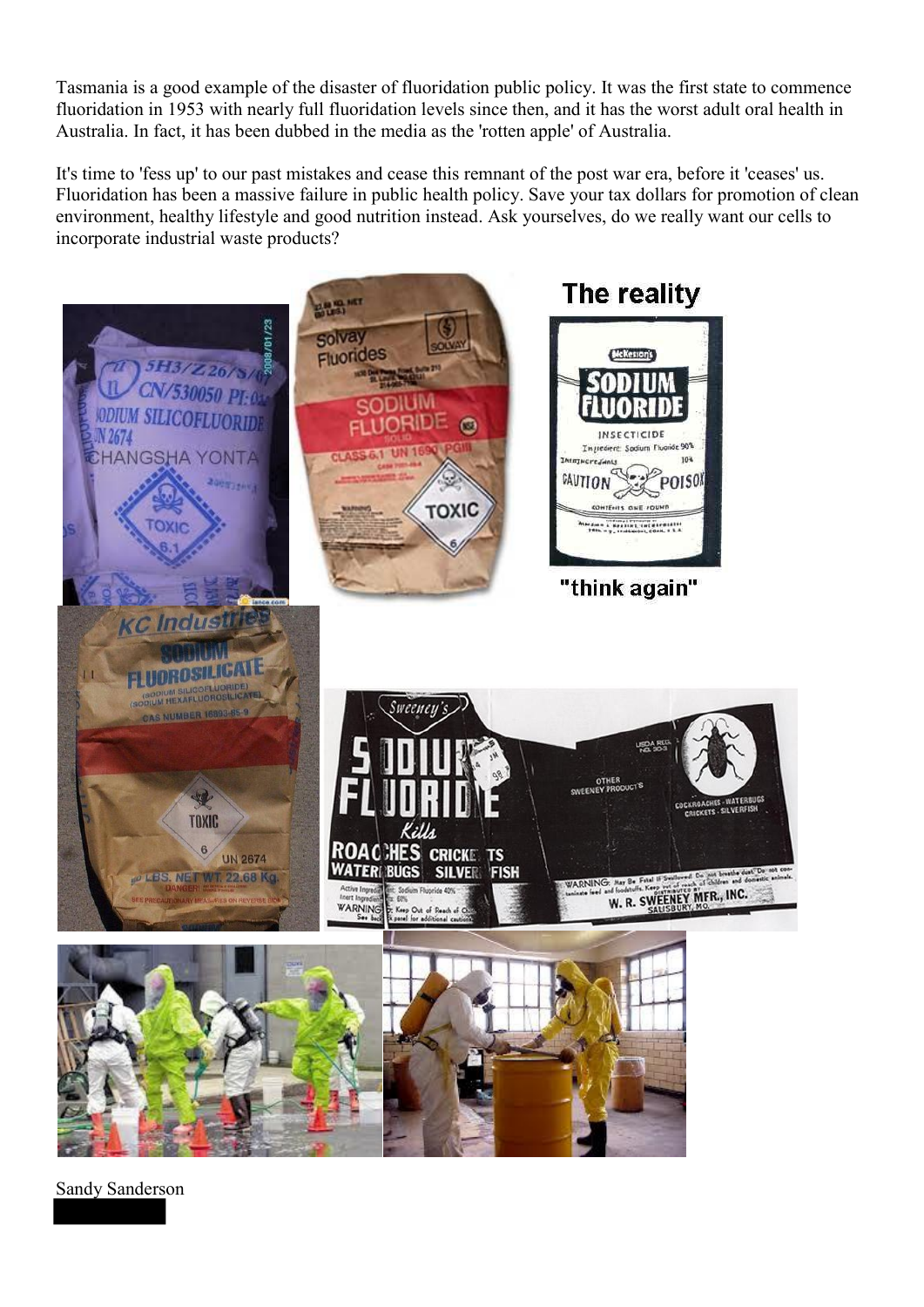Tasmania is a good example of the disaster of fluoridation public policy. It was the first state to commence fluoridation in 1953 with nearly full fluoridation levels since then, and it has the worst adult oral health in Australia. In fact, it has been dubbed in the media as the 'rotten apple' of Australia.

It's time to 'fess up' to our past mistakes and cease this remnant of the post war era, before it 'ceases' us. Fluoridation has been a massive failure in public health policy. Save your tax dollars for promotion of clean environment, healthy lifestyle and good nutrition instead. Ask yourselves, do we really want our cells to incorporate industrial waste products?

**The reality**

**"think again"**

Sandy Sanderson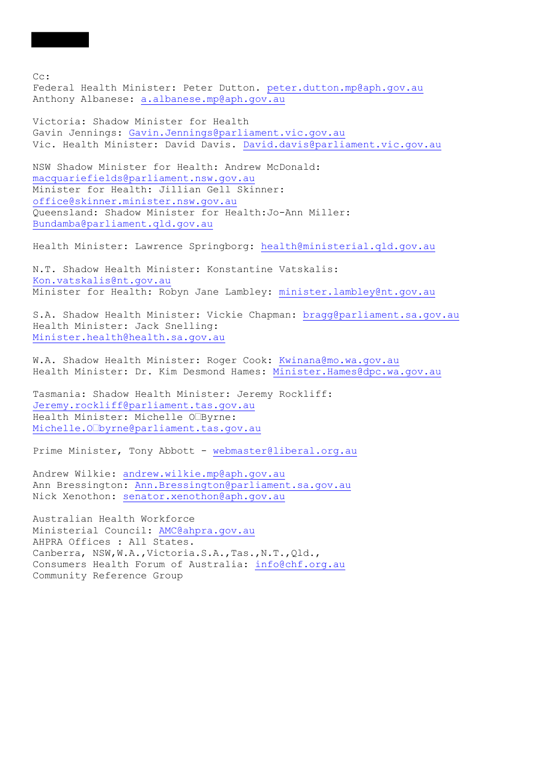Cc:
Federal Health Minister: Peter Dutton. peter.dutton.mp@aph.gov.au
Anthony Albanese: a.albanese.mp@aph.gov.au

Victoria: Shadow Minister for Health
Gavin Jennings: Gavin.Jennings@parliament.vic.gov.au
Vic. Health Minister: David Davis. David.davis@parliament.vic.gov.au

NSW Shadow Minister for Health: Andrew McDonald:
macquariefields@parliament.nsw.gov.au
Minister for Health: Jillian Gell Skinner:
office@skinner.minister.nsw.gov.au
Queensland: Shadow Minister for Health:Jo-Ann Miller:
Bundamba@parliament.qld.gov.au

Health Minister: Lawrence Springborg: health@ministerial.qld.gov.au

N.T. Shadow Health Minister: Konstantine Vatskalis:
Kon.vatskalis@nt.gov.au
Minister for Health: Robyn Jane Lambley: minister.lambley@nt.gov.au

S.A. Shadow Health Minister: Vickie Chapman: bragg@parliament.sa.gov.au
Health Minister: Jack Snelling:
Minister.health@health.sa.gov.au

W.A. Shadow Health Minister: Roger Cook: Kwinana@mo.wa.gov.au
Health Minister: Dr. Kim Desmond Hames: Minister.Hames@dpc.wa.gov.au

Tasmania: Shadow Health Minister: Jeremy Rockliff:
Jeremy.rockliff@parliament.tas.gov.au
Health Minister: Michelle O□Byrne:
Michelle.O□byrne@parliament.tas.gov.au

Prime Minister, Tony Abbott - webmaster@liberal.org.au

Andrew Wilkie: andrew.wilkie.mp@aph.gov.au
Ann Bressington: Ann.Bressington@parliament.sa.gov.au
Nick Xenothon: senator.xenothon@aph.gov.au

Australian Health Workforce
Ministerial Council: AMC@ahpra.gov.au
AHPRA Offices : All States.
Canberra, NSW,W.A.,Victoria.S.A.,Tas.,N.T.,Qld.,
Consumers Health Forum of Australia: info@chf.org.au
Community Reference Group